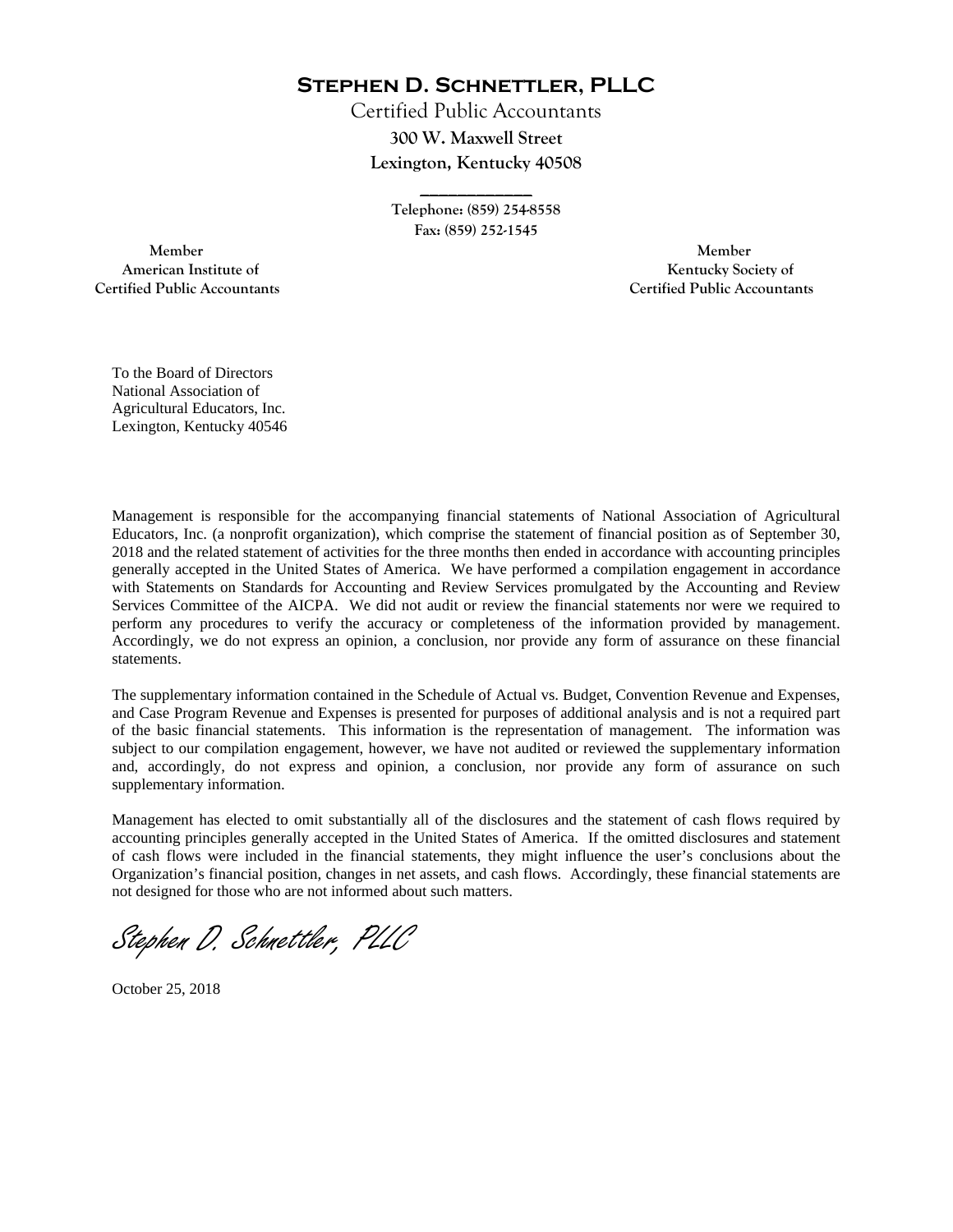# Stephen D. Schnettler, PLLC

Certified Public Accountants

**300 W. Maxwell Street**

**Lexington, Kentucky 40508**

\_\_\_\_\_\_\_\_\_\_\_\_\_

Telephone: (859) 254-8558

Fax: (859) 252-1545

**Member**
American Institute of
Certified Public Accountants

**Member**
Kentucky Society of
Certified Public Accountants

To the Board of Directors
National Association of
Agricultural Educators, Inc.
Lexington, Kentucky 40546

Management is responsible for the accompanying financial statements of National Association of Agricultural Educators, Inc. (a nonprofit organization), which comprise the statement of financial position as of September 30, 2018 and the related statement of activities for the three months then ended in accordance with accounting principles generally accepted in the United States of America. We have performed a compilation engagement in accordance with Statements on Standards for Accounting and Review Services promulgated by the Accounting and Review Services Committee of the AICPA. We did not audit or review the financial statements nor were we required to perform any procedures to verify the accuracy or completeness of the information provided by management. Accordingly, we do not express an opinion, a conclusion, nor provide any form of assurance on these financial statements.

The supplementary information contained in the Schedule of Actual vs. Budget, Convention Revenue and Expenses, and Case Program Revenue and Expenses is presented for purposes of additional analysis and is not a required part of the basic financial statements. This information is the representation of management. The information was subject to our compilation engagement, however, we have not audited or reviewed the supplementary information and, accordingly, do not express and opinion, a conclusion, nor provide any form of assurance on such supplementary information.

Management has elected to omit substantially all of the disclosures and the statement of cash flows required by accounting principles generally accepted in the United States of America. If the omitted disclosures and statement of cash flows were included in the financial statements, they might influence the user's conclusions about the Organization's financial position, changes in net assets, and cash flows. Accordingly, these financial statements are not designed for those who are not informed about such matters.

*Stephen D. Schnettler, PLLC*

October 25, 2018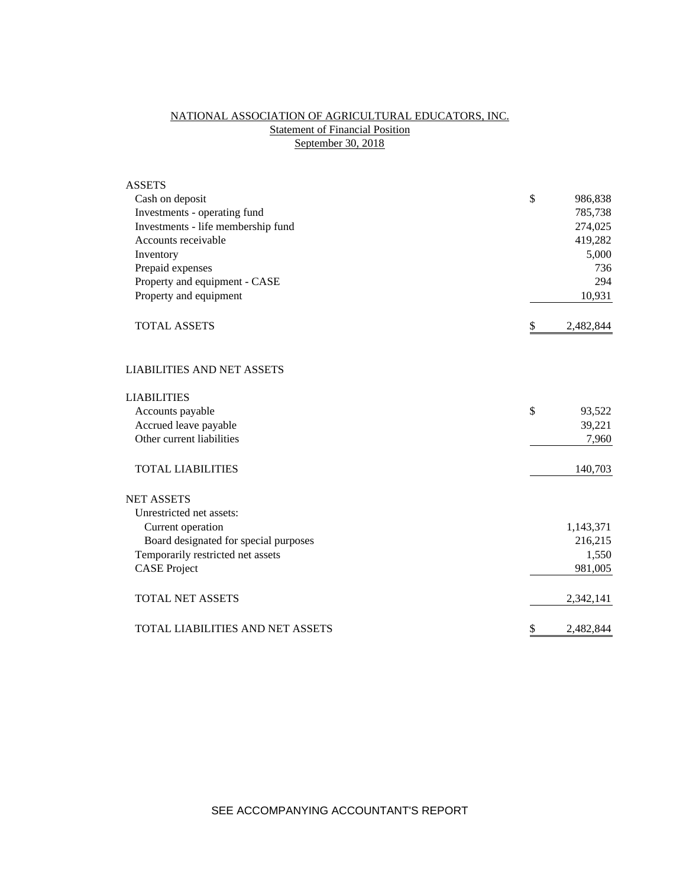# NATIONAL ASSOCIATION OF AGRICULTURAL EDUCATORS, INC.

## Statement of Financial Position

### September 30, 2018

| | |
|---|---|
| **ASSETS** | |
| Cash on deposit | $ 986,838 |
| Investments - operating fund | 785,738 |
| Investments - life membership fund | 274,025 |
| Accounts receivable | 419,282 |
| Inventory | 5,000 |
| Prepaid expenses | 736 |
| Property and equipment - CASE | 294 |
| Property and equipment | 10,931 |
| TOTAL ASSETS | $ 2,482,844 |
| | |
| **LIABILITIES AND NET ASSETS** | |
| | |
| **LIABILITIES** | |
| Accounts payable | $ 93,522 |
| Accrued leave payable | 39,221 |
| Other current liabilities | 7,960 |
| TOTAL LIABILITIES | 140,703 |
| | |
| **NET ASSETS** | |
| Unrestricted net assets: | |
| Current operation | 1,143,371 |
| Board designated for special purposes | 216,215 |
| Temporarily restricted net assets | 1,550 |
| CASE Project | 981,005 |
| TOTAL NET ASSETS | 2,342,141 |
| | |
| TOTAL LIABILITIES AND NET ASSETS | $ 2,482,844 |

SEE ACCOMPANYING ACCOUNTANT'S REPORT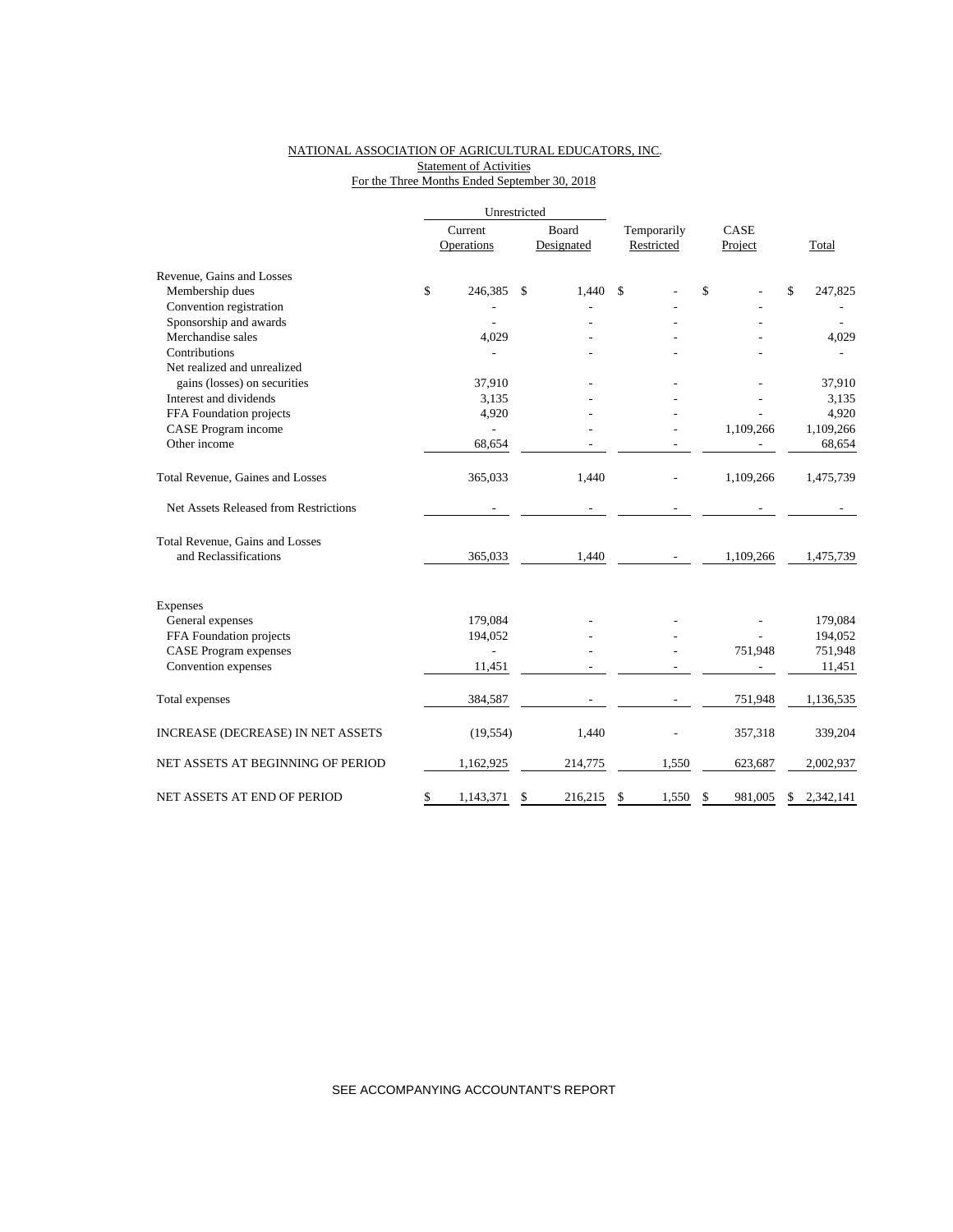NATIONAL ASSOCIATION OF AGRICULTURAL EDUCATORS, INC.
Statement of Activities
For the Three Months Ended September 30, 2018

| | Unrestricted | | | | |
|---|---|---|---|---|---|
| | Current Operations | Board Designated | Temporarily Restricted | CASE Project | Total |
| Revenue, Gains and Losses | | | | | |
| Membership dues | $ 246,385 | $ 1,440 | $ - | $ - | $ 247,825 |
| Convention registration | - | - | - | - | - |
| Sponsorship and awards | - | - | - | - | - |
| Merchandise sales | 4,029 | - | - | - | 4,029 |
| Contributions | - | - | - | - | - |
| Net realized and unrealized gains (losses) on securities | 37,910 | - | - | - | 37,910 |
| Interest and dividends | 3,135 | - | - | - | 3,135 |
| FFA Foundation projects | 4,920 | - | - | - | 4,920 |
| CASE Program income | - | - | - | 1,109,266 | 1,109,266 |
| Other income | 68,654 | - | - | - | 68,654 |
| Total Revenue, Gaines and Losses | 365,033 | 1,440 | - | 1,109,266 | 1,475,739 |
| Net Assets Released from Restrictions | - | - | - | - | - |
| Total Revenue, Gains and Losses and Reclassifications | 365,033 | 1,440 | - | 1,109,266 | 1,475,739 |
| Expenses | | | | | |
| General expenses | 179,084 | - | - | - | 179,084 |
| FFA Foundation projects | 194,052 | - | - | - | 194,052 |
| CASE Program expenses | - | - | - | 751,948 | 751,948 |
| Convention expenses | 11,451 | - | - | - | 11,451 |
| Total expenses | 384,587 | - | - | 751,948 | 1,136,535 |
| INCREASE (DECREASE) IN NET ASSETS | (19,554) | 1,440 | - | 357,318 | 339,204 |
| NET ASSETS AT BEGINNING OF PERIOD | 1,162,925 | 214,775 | 1,550 | 623,687 | 2,002,937 |
| NET ASSETS AT END OF PERIOD | $ 1,143,371 | $ 216,215 | $ 1,550 | $ 981,005 | $ 2,342,141 |

SEE ACCOMPANYING ACCOUNTANT'S REPORT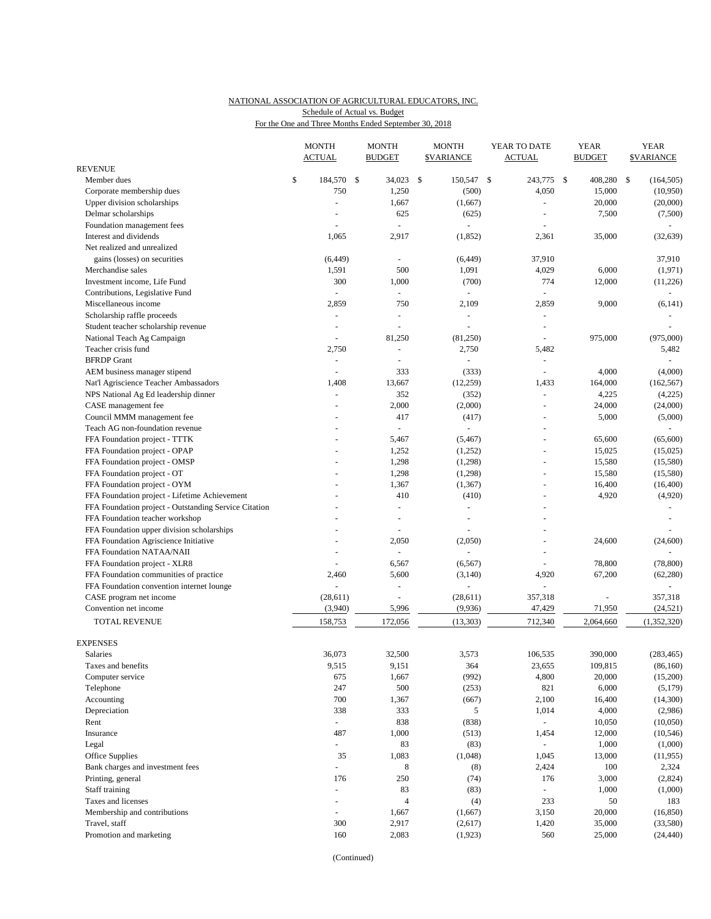NATIONAL ASSOCIATION OF AGRICULTURAL EDUCATORS, INC.
Schedule of Actual vs. Budget
For the One and Three Months Ended September 30, 2018

| | MONTH ACTUAL | MONTH BUDGET | MONTH $VARIANCE | YEAR TO DATE ACTUAL | YEAR BUDGET | YEAR $VARIANCE |
|---|---|---|---|---|---|---|
| **REVENUE** | | | | | | |
| Member dues | $ 184,570 | $ 34,023 | $ 150,547 | $ 243,775 | $ 408,280 | $ (164,505) |
| Corporate membership dues | 750 | 1,250 | (500) | 4,050 | 15,000 | (10,950) |
| Upper division scholarships | - | 1,667 | (1,667) | - | 20,000 | (20,000) |
| Delmar scholarships | - | 625 | (625) | - | 7,500 | (7,500) |
| Foundation management fees | - | - | - | - | | - |
| Interest and dividends | 1,065 | 2,917 | (1,852) | 2,361 | 35,000 | (32,639) |
| Net realized and unrealized gains (losses) on securities | (6,449) | - | (6,449) | 37,910 | | 37,910 |
| Merchandise sales | 1,591 | 500 | 1,091 | 4,029 | 6,000 | (1,971) |
| Investment income, Life Fund | 300 | 1,000 | (700) | 774 | 12,000 | (11,226) |
| Contributions, Legislative Fund | - | - | - | - | | - |
| Miscellaneous income | 2,859 | 750 | 2,109 | 2,859 | 9,000 | (6,141) |
| Scholarship raffle proceeds | - | - | - | - | | - |
| Student teacher scholarship revenue | - | - | - | - | | - |
| National Teach Ag Campaign | - | 81,250 | (81,250) | - | 975,000 | (975,000) |
| Teacher crisis fund | 2,750 | - | 2,750 | 5,482 | | 5,482 |
| BFRDP Grant | - | - | - | - | | - |
| AEM business manager stipend | - | 333 | (333) | - | 4,000 | (4,000) |
| Nat'l Agriscience Teacher Ambassadors | 1,408 | 13,667 | (12,259) | 1,433 | 164,000 | (162,567) |
| NPS National Ag Ed leadership dinner | - | 352 | (352) | - | 4,225 | (4,225) |
| CASE management fee | - | 2,000 | (2,000) | - | 24,000 | (24,000) |
| Council MMM management fee | - | 417 | (417) | - | 5,000 | (5,000) |
| Teach AG non-foundation revenue | - | - | - | - | | - |
| FFA Foundation project - TTTK | - | 5,467 | (5,467) | - | 65,600 | (65,600) |
| FFA Foundation project - OPAP | - | 1,252 | (1,252) | - | 15,025 | (15,025) |
| FFA Foundation project - OMSP | - | 1,298 | (1,298) | - | 15,580 | (15,580) |
| FFA Foundation project - OT | - | 1,298 | (1,298) | - | 15,580 | (15,580) |
| FFA Foundation project - OYM | - | 1,367 | (1,367) | - | 16,400 | (16,400) |
| FFA Foundation project - Lifetime Achievement | - | 410 | (410) | - | 4,920 | (4,920) |
| FFA Foundation project - Outstanding Service Citation | - | - | - | - | | - |
| FFA Foundation teacher workshop | - | - | - | - | | - |
| FFA Foundation upper division scholarships | - | - | - | - | | - |
| FFA Foundation Agriscience Initiative | - | 2,050 | (2,050) | - | 24,600 | (24,600) |
| FFA Foundation NATAA/NAII | - | - | - | - | | - |
| FFA Foundation project - XLR8 | - | 6,567 | (6,567) | - | 78,800 | (78,800) |
| FFA Foundation communities of practice | 2,460 | 5,600 | (3,140) | 4,920 | 67,200 | (62,280) |
| FFA Foundation convention internet lounge | - | - | - | - | | - |
| CASE program net income | (28,611) | - | (28,611) | 357,318 | - | 357,318 |
| Convention net income | (3,940) | 5,996 | (9,936) | 47,429 | 71,950 | (24,521) |
| TOTAL REVENUE | 158,753 | 172,056 | (13,303) | 712,340 | 2,064,660 | (1,352,320) |
| **EXPENSES** | | | | | | |
| Salaries | 36,073 | 32,500 | 3,573 | 106,535 | 390,000 | (283,465) |
| Taxes and benefits | 9,515 | 9,151 | 364 | 23,655 | 109,815 | (86,160) |
| Computer service | 675 | 1,667 | (992) | 4,800 | 20,000 | (15,200) |
| Telephone | 247 | 500 | (253) | 821 | 6,000 | (5,179) |
| Accounting | 700 | 1,367 | (667) | 2,100 | 16,400 | (14,300) |
| Depreciation | 338 | 333 | 5 | 1,014 | 4,000 | (2,986) |
| Rent | - | 838 | (838) | - | 10,050 | (10,050) |
| Insurance | 487 | 1,000 | (513) | 1,454 | 12,000 | (10,546) |
| Legal | - | 83 | (83) | - | 1,000 | (1,000) |
| Office Supplies | 35 | 1,083 | (1,048) | 1,045 | 13,000 | (11,955) |
| Bank charges and investment fees | - | 8 | (8) | 2,424 | 100 | 2,324 |
| Printing, general | 176 | 250 | (74) | 176 | 3,000 | (2,824) |
| Staff training | - | 83 | (83) | - | 1,000 | (1,000) |
| Taxes and licenses | - | 4 | (4) | 233 | 50 | 183 |
| Membership and contributions | - | 1,667 | (1,667) | 3,150 | 20,000 | (16,850) |
| Travel, staff | 300 | 2,917 | (2,617) | 1,420 | 35,000 | (33,580) |
| Promotion and marketing | 160 | 2,083 | (1,923) | 560 | 25,000 | (24,440) |

(Continued)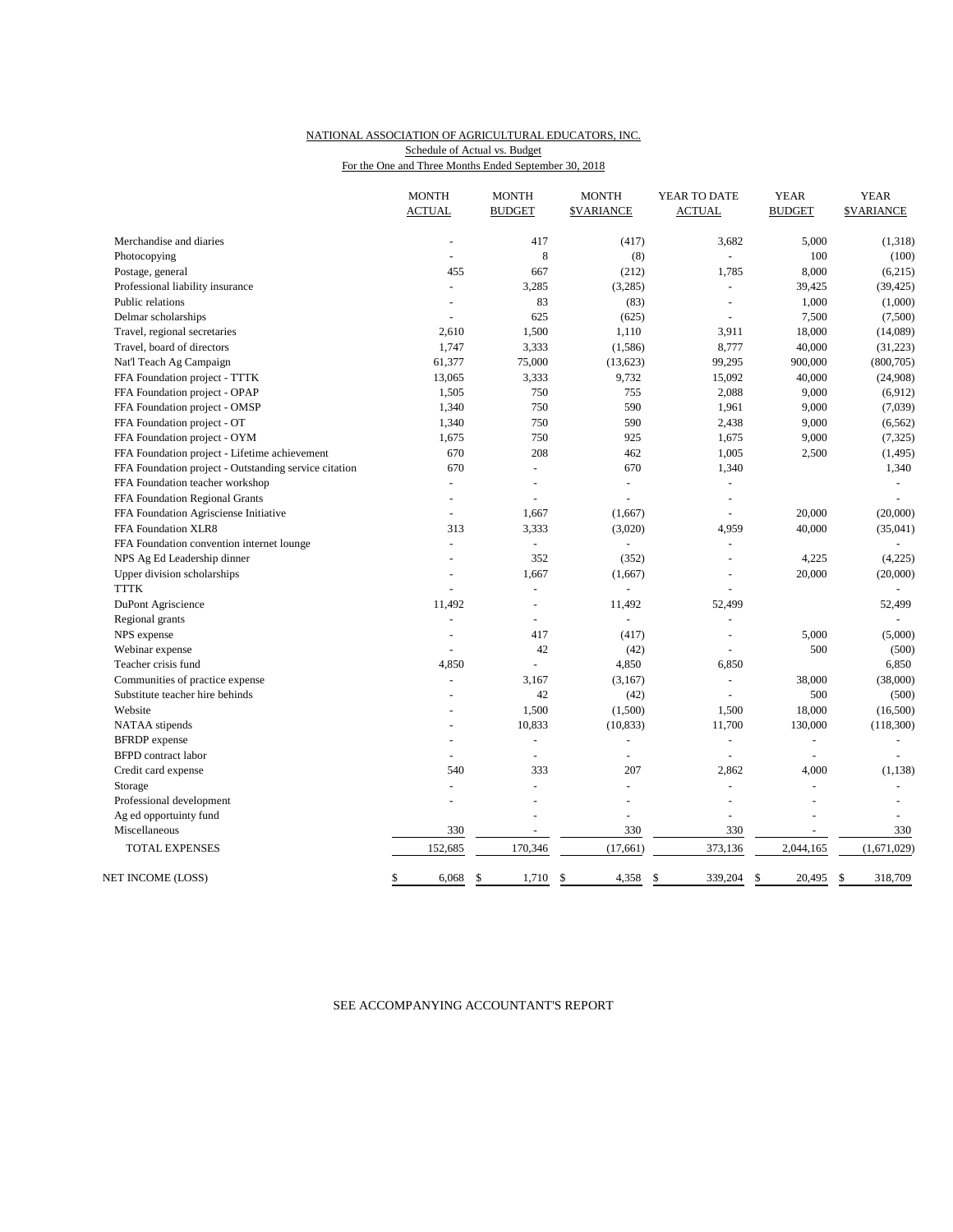NATIONAL ASSOCIATION OF AGRICULTURAL EDUCATORS, INC.
Schedule of Actual vs. Budget
For the One and Three Months Ended September 30, 2018

| | MONTH ACTUAL | MONTH BUDGET | MONTH $VARIANCE | YEAR TO DATE ACTUAL | YEAR BUDGET | YEAR $VARIANCE |
|---|---|---|---|---|---|---|
| Merchandise and diaries | - | 417 | (417) | 3,682 | 5,000 | (1,318) |
| Photocopying | - | 8 | (8) | - | 100 | (100) |
| Postage, general | 455 | 667 | (212) | 1,785 | 8,000 | (6,215) |
| Professional liability insurance | - | 3,285 | (3,285) | - | 39,425 | (39,425) |
| Public relations | - | 83 | (83) | - | 1,000 | (1,000) |
| Delmar scholarships | - | 625 | (625) | - | 7,500 | (7,500) |
| Travel, regional secretaries | 2,610 | 1,500 | 1,110 | 3,911 | 18,000 | (14,089) |
| Travel, board of directors | 1,747 | 3,333 | (1,586) | 8,777 | 40,000 | (31,223) |
| Nat'l Teach Ag Campaign | 61,377 | 75,000 | (13,623) | 99,295 | 900,000 | (800,705) |
| FFA Foundation project - TTTK | 13,065 | 3,333 | 9,732 | 15,092 | 40,000 | (24,908) |
| FFA Foundation project - OPAP | 1,505 | 750 | 755 | 2,088 | 9,000 | (6,912) |
| FFA Foundation project - OMSP | 1,340 | 750 | 590 | 1,961 | 9,000 | (7,039) |
| FFA Foundation project - OT | 1,340 | 750 | 590 | 2,438 | 9,000 | (6,562) |
| FFA Foundation project - OYM | 1,675 | 750 | 925 | 1,675 | 9,000 | (7,325) |
| FFA Foundation project - Lifetime achievement | 670 | 208 | 462 | 1,005 | 2,500 | (1,495) |
| FFA Foundation project - Outstanding service citation | 670 | - | 670 | 1,340 | | 1,340 |
| FFA Foundation teacher workshop | - | - | - | - | | - |
| FFA Foundation Regional Grants | - | - | - | - | | - |
| FFA Foundation Agriscience Initiative | - | 1,667 | (1,667) | - | 20,000 | (20,000) |
| FFA Foundation XLR8 | 313 | 3,333 | (3,020) | 4,959 | 40,000 | (35,041) |
| FFA Foundation convention internet lounge | - | - | - | - | | - |
| NPS Ag Ed Leadership dinner | - | 352 | (352) | - | 4,225 | (4,225) |
| Upper division scholarships | - | 1,667 | (1,667) | - | 20,000 | (20,000) |
| TTTK | - | - | - | - | | - |
| DuPont Agriscience | 11,492 | - | 11,492 | 52,499 | | 52,499 |
| Regional grants | - | - | - | - | | - |
| NPS expense | - | 417 | (417) | - | 5,000 | (5,000) |
| Webinar expense | - | 42 | (42) | - | 500 | (500) |
| Teacher crisis fund | 4,850 | - | 4,850 | 6,850 | | 6,850 |
| Communities of practice expense | - | 3,167 | (3,167) | - | 38,000 | (38,000) |
| Substitute teacher hire behinds | - | 42 | (42) | - | 500 | (500) |
| Website | - | 1,500 | (1,500) | 1,500 | 18,000 | (16,500) |
| NATAA stipends | - | 10,833 | (10,833) | 11,700 | 130,000 | (118,300) |
| BFRDP expense | - | - | - | - | - | - |
| BFPD contract labor | - | - | - | - | - | - |
| Credit card expense | 540 | 333 | 207 | 2,862 | 4,000 | (1,138) |
| Storage | - | - | - | - | - | - |
| Professional development | - | - | - | - | - | - |
| Ag ed opportuinty fund | | - | - | - | - | - |
| Miscellaneous | 330 | - | 330 | 330 | - | 330 |
| TOTAL EXPENSES | 152,685 | 170,346 | (17,661) | 373,136 | 2,044,165 | (1,671,029) |
| NET INCOME (LOSS) | $ 6,068 | $ 1,710 | $ 4,358 | $ 339,204 | $ 20,495 | $ 318,709 |

SEE ACCOMPANYING ACCOUNTANT'S REPORT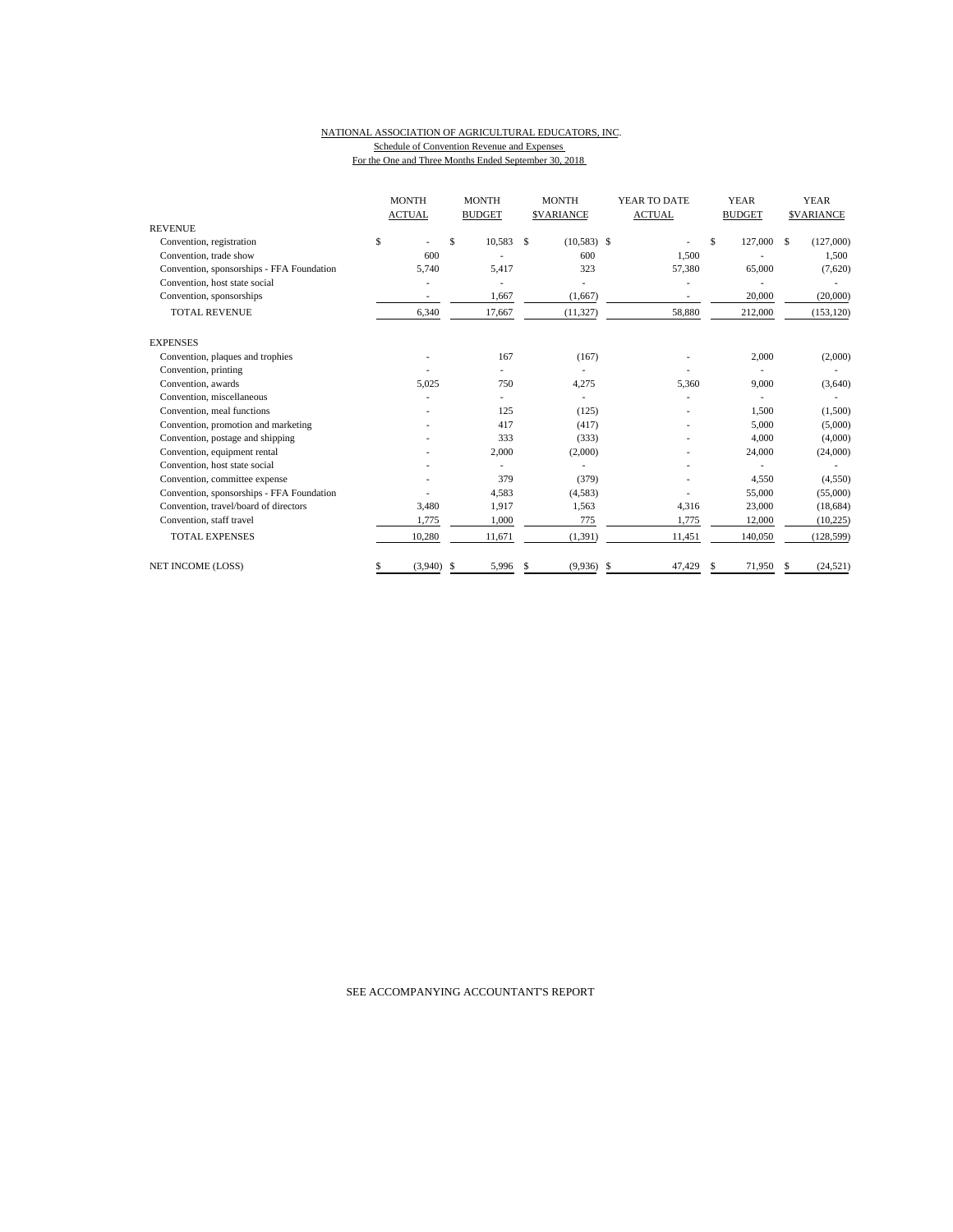NATIONAL ASSOCIATION OF AGRICULTURAL EDUCATORS, INC.
Schedule of Convention Revenue and Expenses
For the One and Three Months Ended September 30, 2018

| | MONTH ACTUAL | MONTH BUDGET | MONTH $VARIANCE | YEAR TO DATE ACTUAL | YEAR BUDGET | YEAR $VARIANCE |
|---|---|---|---|---|---|---|
| REVENUE | | | | | | |
| Convention, registration | $ - | $ 10,583 | $ (10,583) | $ - | $ 127,000 | $ (127,000) |
| Convention, trade show | 600 | - | 600 | 1,500 | - | 1,500 |
| Convention, sponsorships - FFA Foundation | 5,740 | 5,417 | 323 | 57,380 | 65,000 | (7,620) |
| Convention, host state social | - | - | - | - | - | - |
| Convention, sponsorships | - | 1,667 | (1,667) | - | 20,000 | (20,000) |
| TOTAL REVENUE | 6,340 | 17,667 | (11,327) | 58,880 | 212,000 | (153,120) |
| EXPENSES | | | | | | |
| Convention, plaques and trophies | - | 167 | (167) | - | 2,000 | (2,000) |
| Convention, printing | - | - | - | - | - | - |
| Convention, awards | 5,025 | 750 | 4,275 | 5,360 | 9,000 | (3,640) |
| Convention, miscellaneous | - | - | - | - | - | - |
| Convention, meal functions | - | 125 | (125) | - | 1,500 | (1,500) |
| Convention, promotion and marketing | - | 417 | (417) | - | 5,000 | (5,000) |
| Convention, postage and shipping | - | 333 | (333) | - | 4,000 | (4,000) |
| Convention, equipment rental | - | 2,000 | (2,000) | - | 24,000 | (24,000) |
| Convention, host state social | - | - | - | - | - | - |
| Convention, committee expense | - | 379 | (379) | - | 4,550 | (4,550) |
| Convention, sponsorships - FFA Foundation | - | 4,583 | (4,583) | - | 55,000 | (55,000) |
| Convention, travel/board of directors | 3,480 | 1,917 | 1,563 | 4,316 | 23,000 | (18,684) |
| Convention, staff travel | 1,775 | 1,000 | 775 | 1,775 | 12,000 | (10,225) |
| TOTAL EXPENSES | 10,280 | 11,671 | (1,391) | 11,451 | 140,050 | (128,599) |
| NET INCOME (LOSS) | $ (3,940) | $ 5,996 | $ (9,936) | $ 47,429 | $ 71,950 | $ (24,521) |

SEE ACCOMPANYING ACCOUNTANT'S REPORT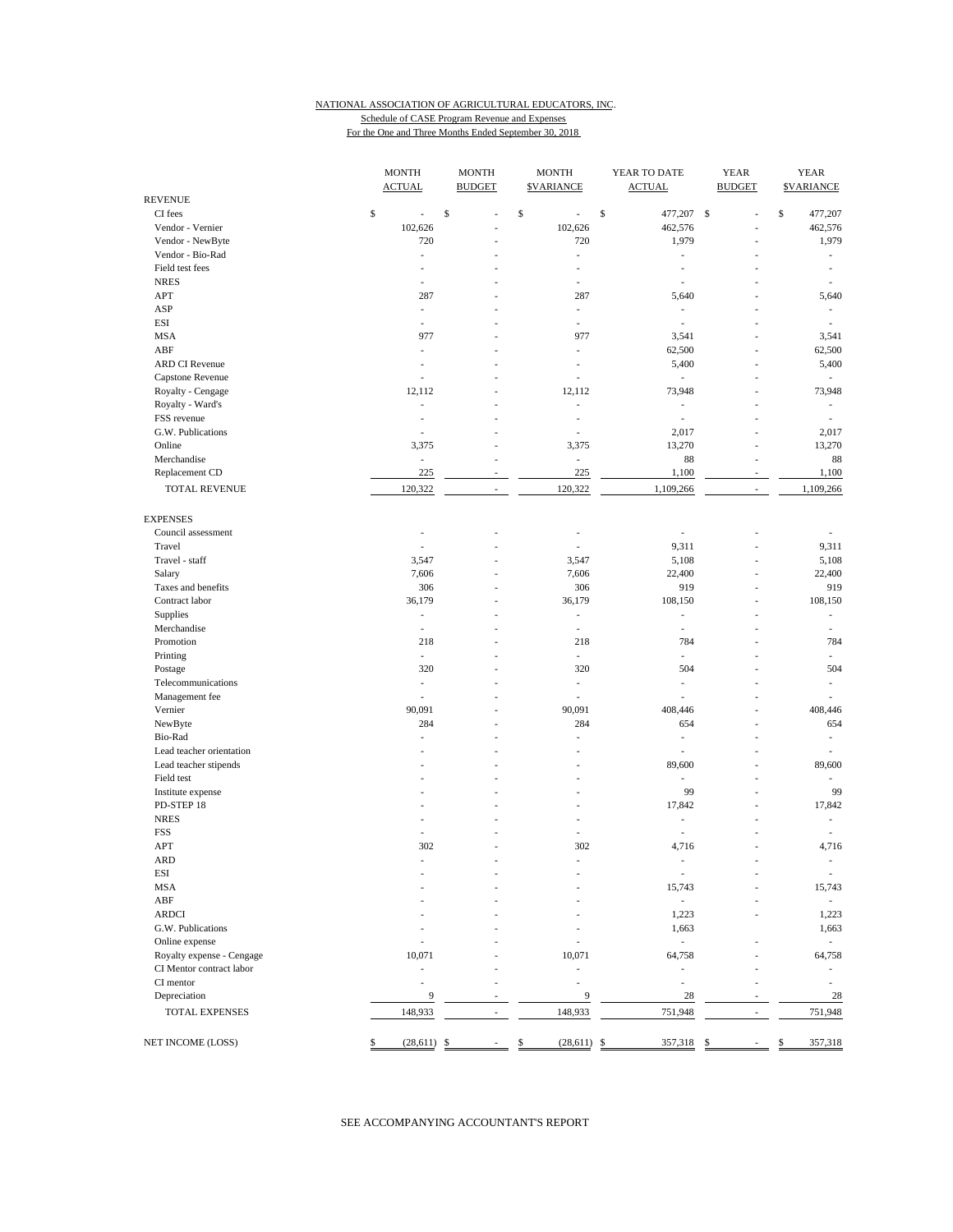NATIONAL ASSOCIATION OF AGRICULTURAL EDUCATORS, INC.
Schedule of CASE Program Revenue and Expenses
For the One and Three Months Ended September 30, 2018

| | MONTH ACTUAL | MONTH BUDGET | MONTH $VARIANCE | YEAR TO DATE ACTUAL | YEAR BUDGET | YEAR $VARIANCE |
|---|---|---|---|---|---|---|
| REVENUE | | | | | | |
| CI fees | $ - | $ - | $ - | $ 477,207 | $ - | $ 477,207 |
| Vendor - Vernier | 102,626 | - | 102,626 | 462,576 | - | 462,576 |
| Vendor - NewByte | 720 | - | 720 | 1,979 | - | 1,979 |
| Vendor - Bio-Rad | - | - | - | - | - | - |
| Field test fees | - | - | - | - | - | - |
| NRES | - | - | - | - | - | - |
| APT | 287 | - | 287 | 5,640 | - | 5,640 |
| ASP | - | - | - | - | - | - |
| ESI | - | - | - | - | - | - |
| MSA | 977 | - | 977 | 3,541 | - | 3,541 |
| ABF | - | - | - | 62,500 | - | 62,500 |
| ARD CI Revenue | - | - | - | 5,400 | - | 5,400 |
| Capstone Revenue | - | - | - | - | - | - |
| Royalty - Cengage | 12,112 | - | 12,112 | 73,948 | - | 73,948 |
| Royalty - Ward's | - | - | - | - | - | - |
| FSS revenue | - | - | - | - | - | - |
| G.W. Publications | - | - | - | 2,017 | - | 2,017 |
| Online | 3,375 | - | 3,375 | 13,270 | - | 13,270 |
| Merchandise | - | - | - | 88 | - | 88 |
| Replacement CD | 225 | - | 225 | 1,100 | - | 1,100 |
| TOTAL REVENUE | 120,322 | - | 120,322 | 1,109,266 | - | 1,109,266 |
| EXPENSES | | | | | | |
| Council assessment | - | - | - | - | - | - |
| Travel | - | - | - | 9,311 | - | 9,311 |
| Travel - staff | 3,547 | - | 3,547 | 5,108 | - | 5,108 |
| Salary | 7,606 | - | 7,606 | 22,400 | - | 22,400 |
| Taxes and benefits | 306 | - | 306 | 919 | - | 919 |
| Contract labor | 36,179 | - | 36,179 | 108,150 | - | 108,150 |
| Supplies | - | - | - | - | - | - |
| Merchandise | - | - | - | - | - | - |
| Promotion | 218 | - | 218 | 784 | - | 784 |
| Printing | - | - | - | - | - | - |
| Postage | 320 | - | 320 | 504 | - | 504 |
| Telecommunications | - | - | - | - | - | - |
| Management fee | - | - | - | - | - | - |
| Vernier | 90,091 | - | 90,091 | 408,446 | - | 408,446 |
| NewByte | 284 | - | 284 | 654 | - | 654 |
| Bio-Rad | - | - | - | - | - | - |
| Lead teacher orientation | - | - | - | - | - | - |
| Lead teacher stipends | - | - | - | 89,600 | - | 89,600 |
| Field test | - | - | - | - | - | - |
| Institute expense | - | - | - | 99 | - | 99 |
| PD-STEP 18 | - | - | - | 17,842 | - | 17,842 |
| NRES | - | - | - | - | - | - |
| FSS | - | - | - | - | - | - |
| APT | 302 | - | 302 | 4,716 | - | 4,716 |
| ARD | - | - | - | - | - | - |
| ESI | - | - | - | - | - | - |
| MSA | - | - | - | 15,743 | - | 15,743 |
| ABF | - | - | - | - | - | - |
| ARDCI | - | - | - | 1,223 | - | 1,223 |
| G.W. Publications | - | - | - | 1,663 | - | 1,663 |
| Online expense | - | - | - | - | - | - |
| Royalty expense - Cengage | 10,071 | - | 10,071 | 64,758 | - | 64,758 |
| CI Mentor contract labor | - | - | - | - | - | - |
| CI mentor | - | - | - | - | - | - |
| Depreciation | 9 | - | 9 | 28 | - | 28 |
| TOTAL EXPENSES | 148,933 | - | 148,933 | 751,948 | - | 751,948 |
| NET INCOME (LOSS) | $ (28,611) | $ - | $ (28,611) | $ 357,318 | $ - | $ 357,318 |

SEE ACCOMPANYING ACCOUNTANT'S REPORT